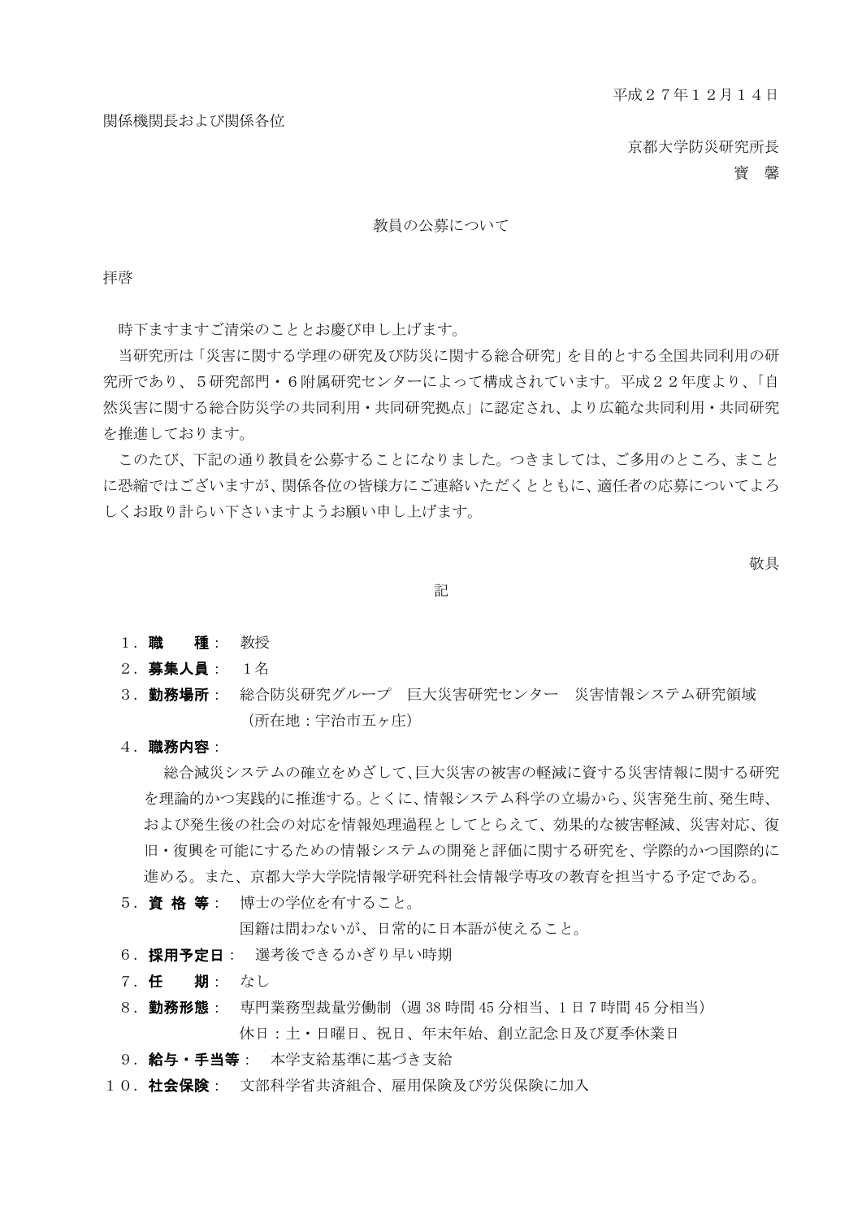平成２７年１２月１４日

関係機関長および関係各位

京都大学防災研究所長
寶　馨

## 教員の公募について

拝啓

時下ますますご清栄のこととお慶び申し上げます。

当研究所は「災害に関する学理の研究及び防災に関する総合研究」を目的とする全国共同利用の研究所であり、５研究部門・６附属研究センターによって構成されています。平成２２年度より、「自然災害に関する総合防災学の共同利用・共同研究拠点」に認定され、より広範な共同利用・共同研究を推進しております。

このたび、下記の通り教員を公募することになりました。つきましては、ご多用のところ、まことに恐縮ではございますが、関係各位の皆様方にご連絡いただくとともに、適任者の応募についてよろしくお取り計らい下さいますようお願い申し上げます。

敬具

記

１．**職　　種**：　教授

２．**募集人員**：　１名

３．**勤務場所**：　総合防災研究グループ　巨大災害研究センター　災害情報システム研究領域
（所在地：宇治市五ヶ庄）

４．**職務内容**：
総合減災システムの確立をめざして、巨大災害の被害の軽減に資する災害情報に関する研究を理論的かつ実践的に推進する。とくに、情報システム科学の立場から、災害発生前、発生時、および発生後の社会の対応を情報処理過程としてとらえて、効果的な被害軽減、災害対応、復旧・復興を可能にするための情報システムの開発と評価に関する研究を、学際的かつ国際的に進める。また、京都大学大学院情報学研究科社会情報学専攻の教育を担当する予定である。

５．**資 格 等**：　博士の学位を有すること。
国籍は問わないが、日常的に日本語が使えること。

６．**採用予定日**：　選考後できるかぎり早い時期

７．**任　　期**：　なし

８．**勤務形態**：　専門業務型裁量労働制（週 38 時間 45 分相当、1 日 7 時間 45 分相当）
休日：土・日曜日、祝日、年末年始、創立記念日及び夏季休業日

９．**給与・手当等**：　本学支給基準に基づき支給

１０．**社会保険**：　文部科学省共済組合、雇用保険及び労災保険に加入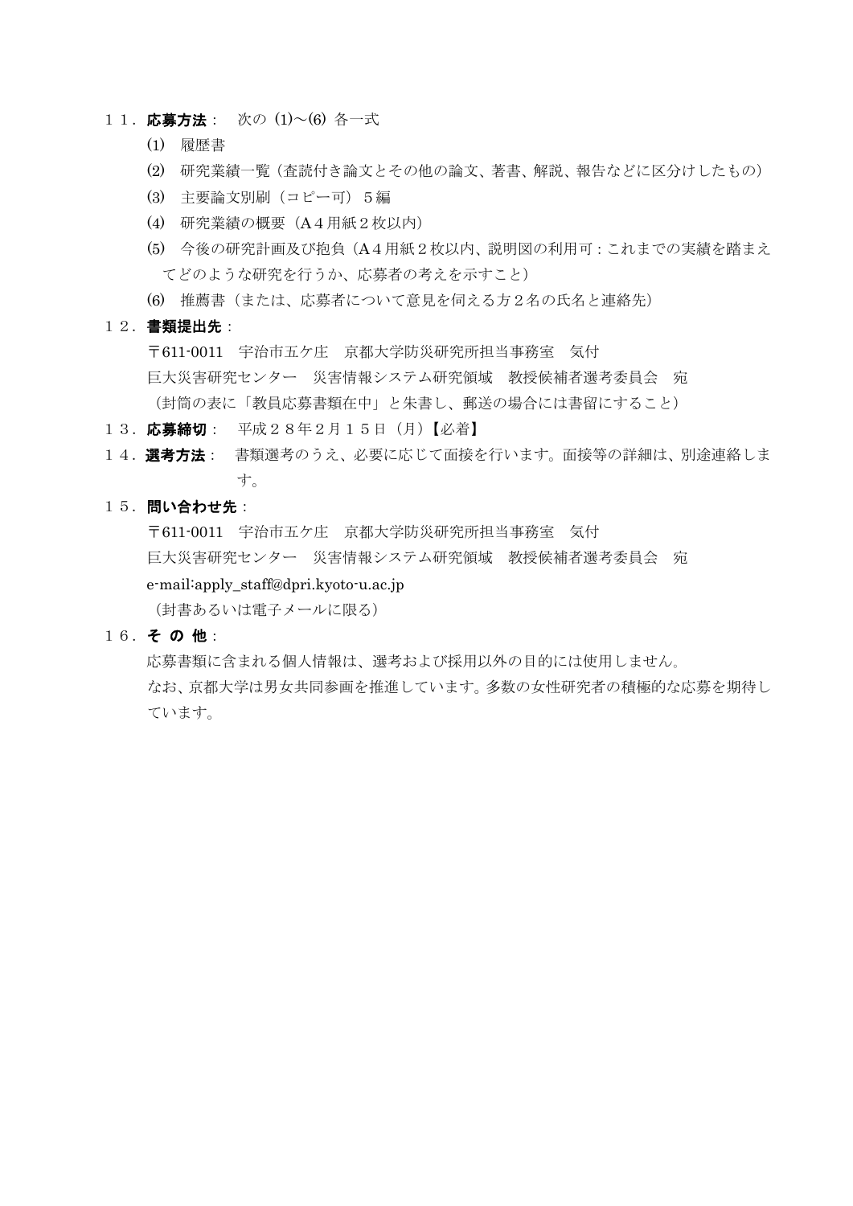１１．**応募方法**：　次の (1)～(6) 各一式

(1)　履歴書

(2)　研究業績一覧（査読付き論文とその他の論文、著書、解説、報告などに区分けしたもの）

(3)　主要論文別刷（コピー可）５編

(4)　研究業績の概要（A４用紙２枚以内）

(5)　今後の研究計画及び抱負（A４用紙２枚以内、説明図の利用可：これまでの実績を踏まえてどのような研究を行うか、応募者の考えを示すこと）

(6)　推薦書（または、応募者について意見を伺える方２名の氏名と連絡先）

１２．**書類提出先**：

〒611-0011　宇治市五ケ庄　京都大学防災研究所担当事務室　気付

巨大災害研究センター　災害情報システム研究領域　教授候補者選考委員会　宛

（封筒の表に「教員応募書類在中」と朱書し、郵送の場合には書留にすること）

１３．**応募締切**：　平成２８年２月１５日（月）【必着】

１４．**選考方法**：　書類選考のうえ、必要に応じて面接を行います。面接等の詳細は、別途連絡します。

１５．**問い合わせ先**：

〒611-0011　宇治市五ケ庄　京都大学防災研究所担当事務室　気付

巨大災害研究センター　災害情報システム研究領域　教授候補者選考委員会　宛

e-mail:apply_staff@dpri.kyoto-u.ac.jp

（封書あるいは電子メールに限る）

１６．**そ の 他**：

応募書類に含まれる個人情報は、選考および採用以外の目的には使用しません。

なお、京都大学は男女共同参画を推進しています。多数の女性研究者の積極的な応募を期待しています。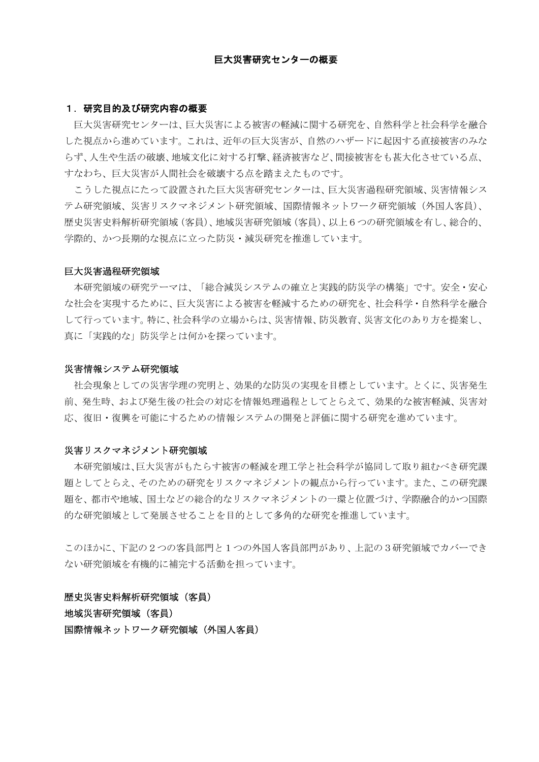# 巨大災害研究センターの概要

## １．研究目的及び研究内容の概要

巨大災害研究センターは、巨大災害による被害の軽減に関する研究を、自然科学と社会科学を融合した視点から進めています。これは、近年の巨大災害が、自然のハザードに起因する直接被害のみならず、人生や生活の破壊、地域文化に対する打撃、経済被害など、間接被害をも甚大化させている点、すなわち、巨大災害が人間社会を破壊する点を踏まえたものです。

こうした視点にたって設置された巨大災害研究センターは、巨大災害過程研究領域、災害情報システム研究領域、災害リスクマネジメント研究領域、国際情報ネットワーク研究領域（外国人客員）、歴史災害史料解析研究領域（客員）、地域災害研究領域（客員）、以上６つの研究領域を有し、総合的、学際的、かつ長期的な視点に立った防災・減災研究を推進しています。

### 巨大災害過程研究領域

本研究領域の研究テーマは、「総合減災システムの確立と実践的防災学の構築」です。安全・安心な社会を実現するために、巨大災害による被害を軽減するための研究を、社会科学・自然科学を融合して行っています。特に、社会科学の立場からは、災害情報、防災教育、災害文化のあり方を提案し、真に「実践的な」防災学とは何かを探っています。

### 災害情報システム研究領域

社会現象としての災害学理の究明と、効果的な防災の実現を目標としています。とくに、災害発生前、発生時、および発生後の社会の対応を情報処理過程としてとらえて、効果的な被害軽減、災害対応、復旧・復興を可能にするための情報システムの開発と評価に関する研究を進めています。

### 災害リスクマネジメント研究領域

本研究領域は、巨大災害がもたらす被害の軽減を理工学と社会科学が協同して取り組むべき研究課題としてとらえ、そのための研究をリスクマネジメントの観点から行っています。また、この研究課題を、都市や地域、国土などの総合的なリスクマネジメントの一環と位置づけ、学際融合的かつ国際的な研究領域として発展させることを目的として多角的な研究を推進しています。

このほかに、下記の２つの客員部門と１つの外国人客員部門があり、上記の３研究領域でカバーできない研究領域を有機的に補完する活動を担っています。

**歴史災害史料解析研究領域（客員）**
**地域災害研究領域（客員）**
**国際情報ネットワーク研究領域（外国人客員）**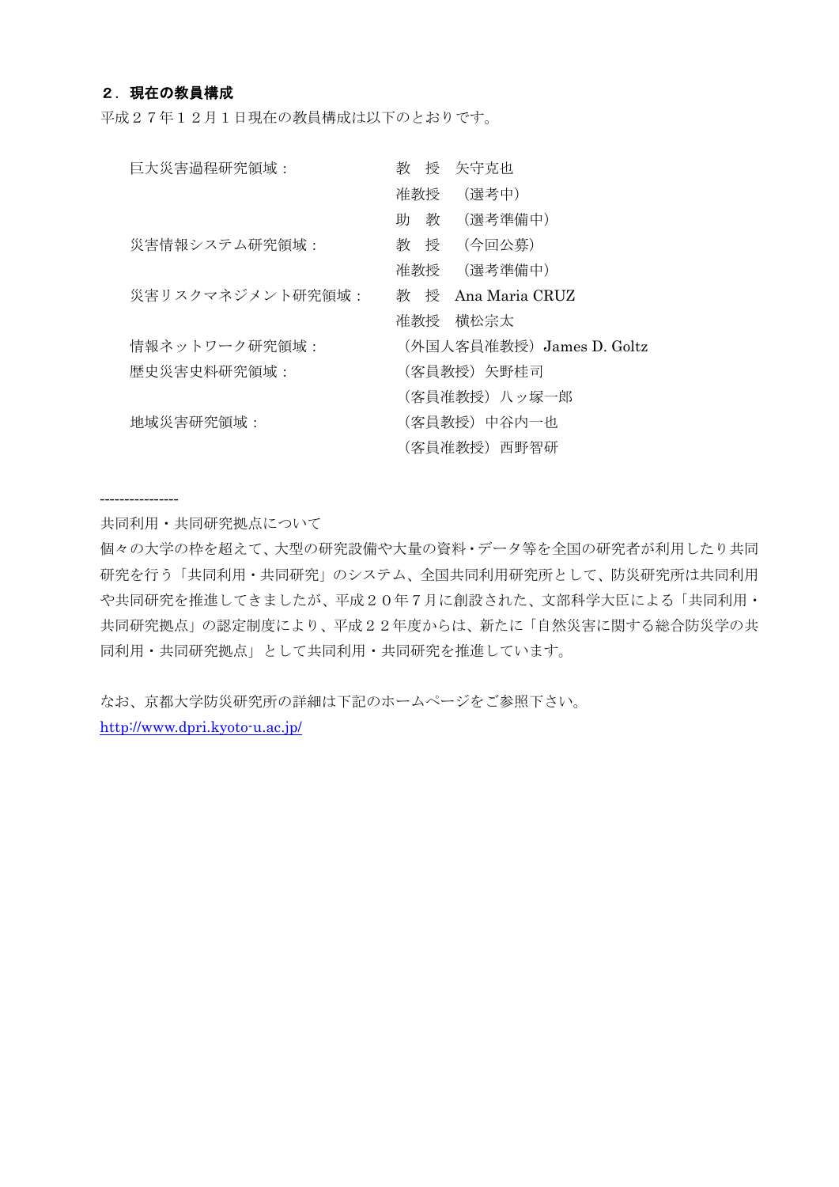## ２．現在の教員構成

平成２７年１２月１日現在の教員構成は以下のとおりです。

| 研究領域 | 教員 |
|---|---|
| 巨大災害過程研究領域： | 教　授　矢守克也 |
| | 准教授　（選考中） |
| | 助　教　（選考準備中） |
| 災害情報システム研究領域： | 教　授　（今回公募） |
| | 准教授　（選考準備中） |
| 災害リスクマネジメント研究領域： | 教　授　Ana Maria CRUZ |
| | 准教授　横松宗太 |
| 情報ネットワーク研究領域： | （外国人客員准教授）James D. Goltz |
| 歴史災害史料研究領域： | （客員教授）矢野桂司 |
| | （客員准教授）八ッ塚一郎 |
| 地域災害研究領域： | （客員教授）中谷内一也 |
| | （客員准教授）西野智研 |

----------------

共同利用・共同研究拠点について

個々の大学の枠を超えて、大型の研究設備や大量の資料・データ等を全国の研究者が利用したり共同研究を行う「共同利用・共同研究」のシステム、全国共同利用研究所として、防災研究所は共同利用や共同研究を推進してきましたが、平成２０年７月に創設された、文部科学大臣による「共同利用・共同研究拠点」の認定制度により、平成２２年度からは、新たに「自然災害に関する総合防災学の共同利用・共同研究拠点」として共同利用・共同研究を推進しています。

なお、京都大学防災研究所の詳細は下記のホームページをご参照下さい。
http://www.dpri.kyoto-u.ac.jp/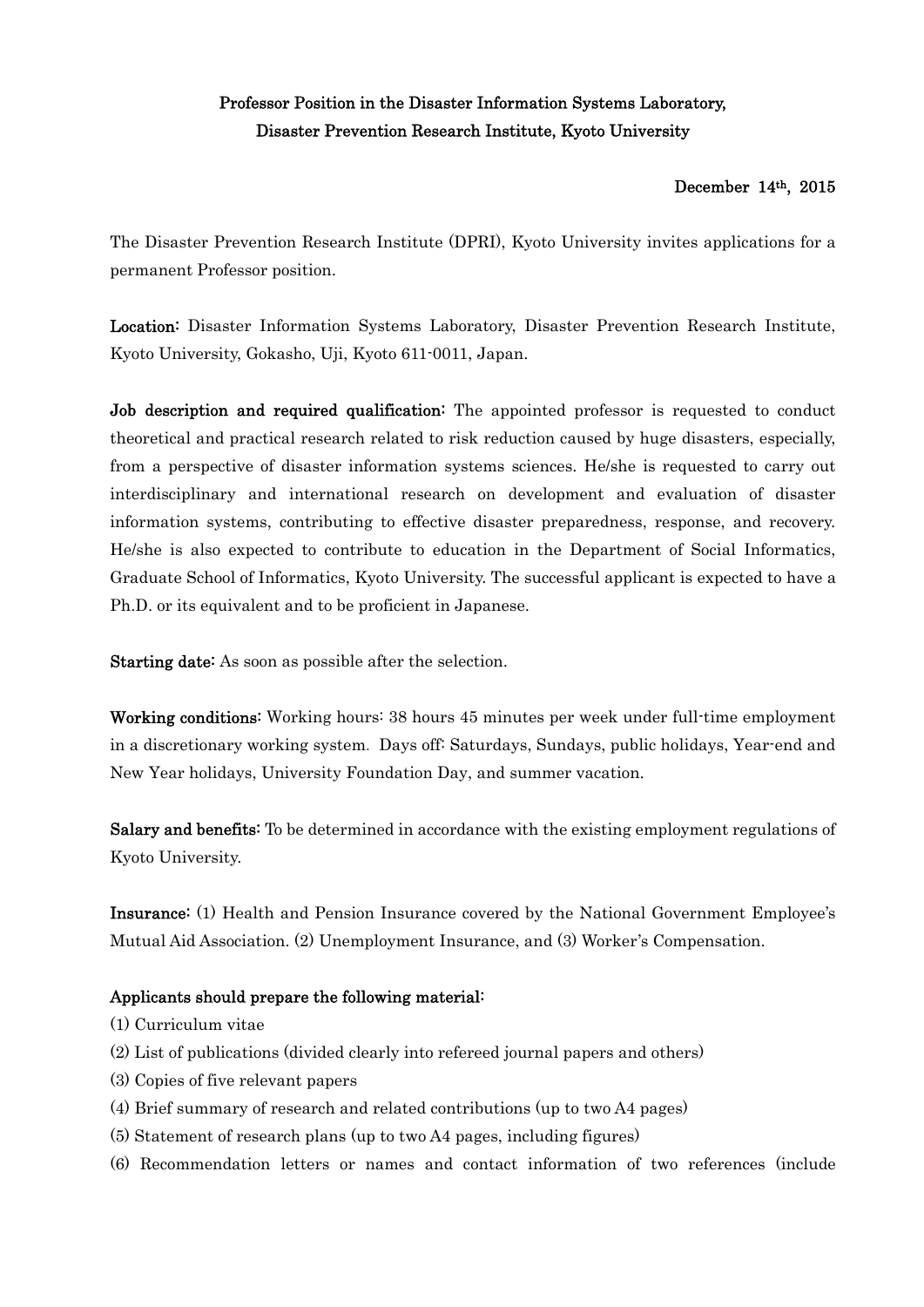**Professor Position in the Disaster Information Systems Laboratory,**
**Disaster Prevention Research Institute, Kyoto University**

December 14th, 2015

The Disaster Prevention Research Institute (DPRI), Kyoto University invites applications for a permanent Professor position.

**Location:** Disaster Information Systems Laboratory, Disaster Prevention Research Institute, Kyoto University, Gokasho, Uji, Kyoto 611-0011, Japan.

**Job description and required qualification:** The appointed professor is requested to conduct theoretical and practical research related to risk reduction caused by huge disasters, especially, from a perspective of disaster information systems sciences. He/she is requested to carry out interdisciplinary and international research on development and evaluation of disaster information systems, contributing to effective disaster preparedness, response, and recovery. He/she is also expected to contribute to education in the Department of Social Informatics, Graduate School of Informatics, Kyoto University. The successful applicant is expected to have a Ph.D. or its equivalent and to be proficient in Japanese.

**Starting date:** As soon as possible after the selection.

**Working conditions:** Working hours: 38 hours 45 minutes per week under full-time employment in a discretionary working system. Days off: Saturdays, Sundays, public holidays, Year-end and New Year holidays, University Foundation Day, and summer vacation.

**Salary and benefits:** To be determined in accordance with the existing employment regulations of Kyoto University.

**Insurance:** (1) Health and Pension Insurance covered by the National Government Employee's Mutual Aid Association. (2) Unemployment Insurance, and (3) Worker's Compensation.

**Applicants should prepare the following material:**

(1) Curriculum vitae
(2) List of publications (divided clearly into refereed journal papers and others)
(3) Copies of five relevant papers
(4) Brief summary of research and related contributions (up to two A4 pages)
(5) Statement of research plans (up to two A4 pages, including figures)
(6) Recommendation letters or names and contact information of two references (include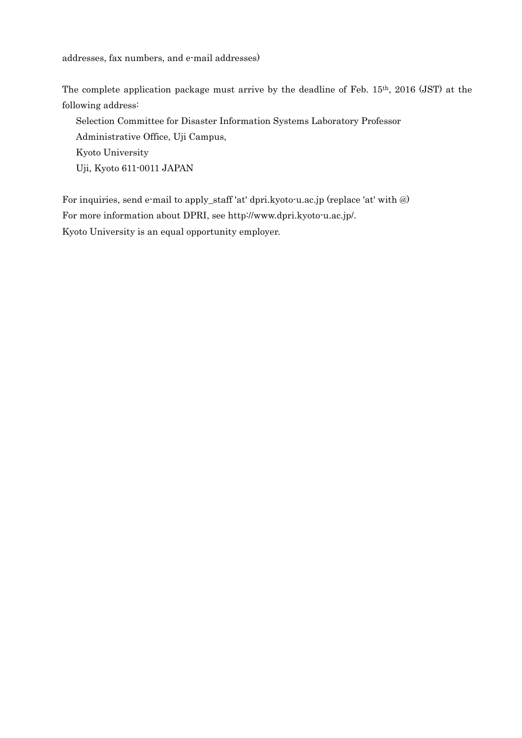addresses, fax numbers, and e-mail addresses)

The complete application package must arrive by the deadline of Feb. 15th, 2016 (JST) at the following address:

Selection Committee for Disaster Information Systems Laboratory Professor
Administrative Office, Uji Campus,
Kyoto University
Uji, Kyoto 611-0011 JAPAN

For inquiries, send e-mail to apply_staff 'at' dpri.kyoto-u.ac.jp (replace 'at' with @)
For more information about DPRI, see http://www.dpri.kyoto-u.ac.jp/.
Kyoto University is an equal opportunity employer.